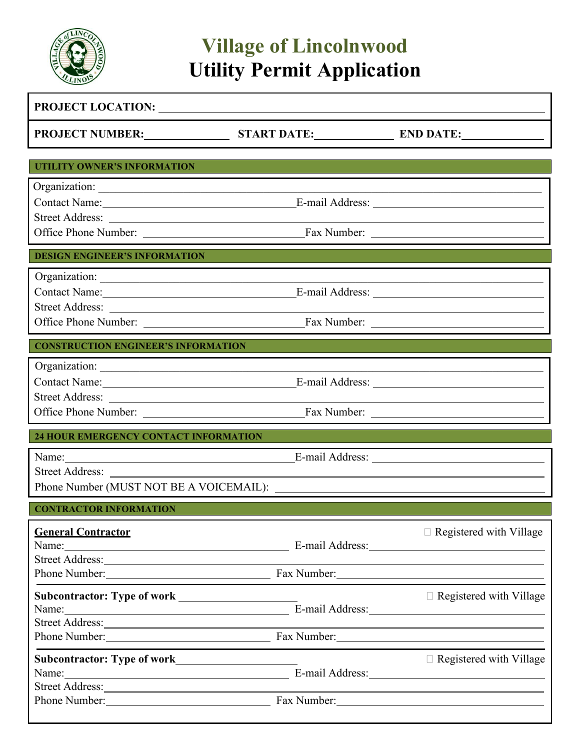# Village of Lincolnwood
# Utility Permit Application

**PROJECT LOCATION:** ____________________

**PROJECT NUMBER:** __________ **START DATE:** __________ **END DATE:** __________

## UTILITY OWNER'S INFORMATION

Organization: ____________________
Contact Name: ____________________ E-mail Address: ____________________
Street Address: ____________________
Office Phone Number: ____________________ Fax Number: ____________________

## DESIGN ENGINEER'S INFORMATION

Organization: ____________________
Contact Name: ____________________ E-mail Address: ____________________
Street Address: ____________________
Office Phone Number: ____________________ Fax Number: ____________________

## CONSTRUCTION ENGINEER'S INFORMATION

Organization: ____________________
Contact Name: ____________________ E-mail Address: ____________________
Street Address: ____________________
Office Phone Number: ____________________ Fax Number: ____________________

## 24 HOUR EMERGENCY CONTACT INFORMATION

Name: ____________________ E-mail Address: ____________________
Street Address: ____________________
Phone Number (MUST NOT BE A VOICEMAIL): ____________________

## CONTRACTOR INFORMATION

**General Contractor** ☐ Registered with Village
Name: ____________________ E-mail Address: ____________________
Street Address: ____________________
Phone Number: ____________________ Fax Number: ____________________

**Subcontractor: Type of work** __________ ☐ Registered with Village
Name: ____________________ E-mail Address: ____________________
Street Address: ____________________
Phone Number: ____________________ Fax Number: ____________________

**Subcontractor: Type of work** __________ ☐ Registered with Village
Name: ____________________ E-mail Address: ____________________
Street Address: ____________________
Phone Number: ____________________ Fax Number: ____________________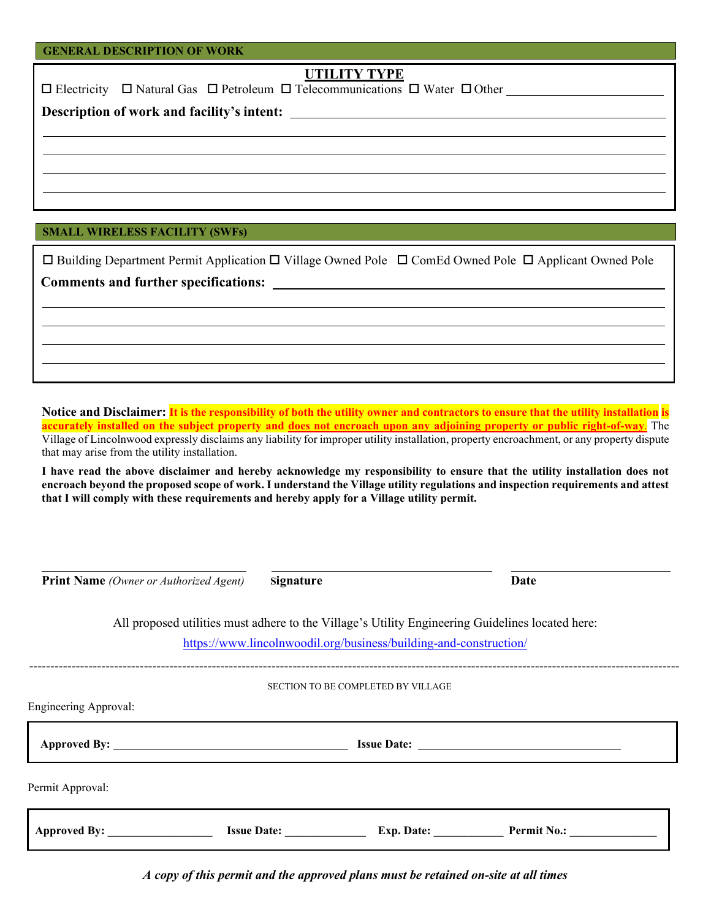## GENERAL DESCRIPTION OF WORK

**UTILITY TYPE**

☐ Electricity ☐ Natural Gas ☐ Petroleum ☐ Telecommunications ☐ Water ☐ Other ________________________

**Description of work and facility's intent:** ____________________________________________________________

______________________________________________________________________________

______________________________________________________________________________

______________________________________________________________________________

______________________________________________________________________________

## SMALL WIRELESS FACILITY (SWFs)

☐ Building Department Permit Application ☐ Village Owned Pole ☐ ComEd Owned Pole ☐ Applicant Owned Pole

**Comments and further specifications:** ____________________________________________________________

______________________________________________________________________________

______________________________________________________________________________

______________________________________________________________________________

______________________________________________________________________________

**Notice and Disclaimer: It is the responsibility of both the utility owner and contractors to ensure that the utility installation is accurately installed on the subject property and does not encroach upon any adjoining property or public right-of-way.** The Village of Lincolnwood expressly disclaims any liability for improper utility installation, property encroachment, or any property dispute that may arise from the utility installation.

**I have read the above disclaimer and hereby acknowledge my responsibility to ensure that the utility installation does not encroach beyond the proposed scope of work. I understand the Village utility regulations and inspection requirements and attest that I will comply with these requirements and hereby apply for a Village utility permit.**

______________________________ ______________________________ ______________________

**Print Name** *(Owner or Authorized Agent)* **Signature** **Date**

All proposed utilities must adhere to the Village's Utility Engineering Guidelines located here:

https://www.lincolnwoodil.org/business/building-and-construction/

---

SECTION TO BE COMPLETED BY VILLAGE

Engineering Approval:

**Approved By:** ______________________________ **Issue Date:** ______________________________

Permit Approval:

**Approved By:** ________________ **Issue Date:** ____________ **Exp. Date:** ___________ **Permit No.:** ______________

***A copy of this permit and the approved plans must be retained on-site at all times***